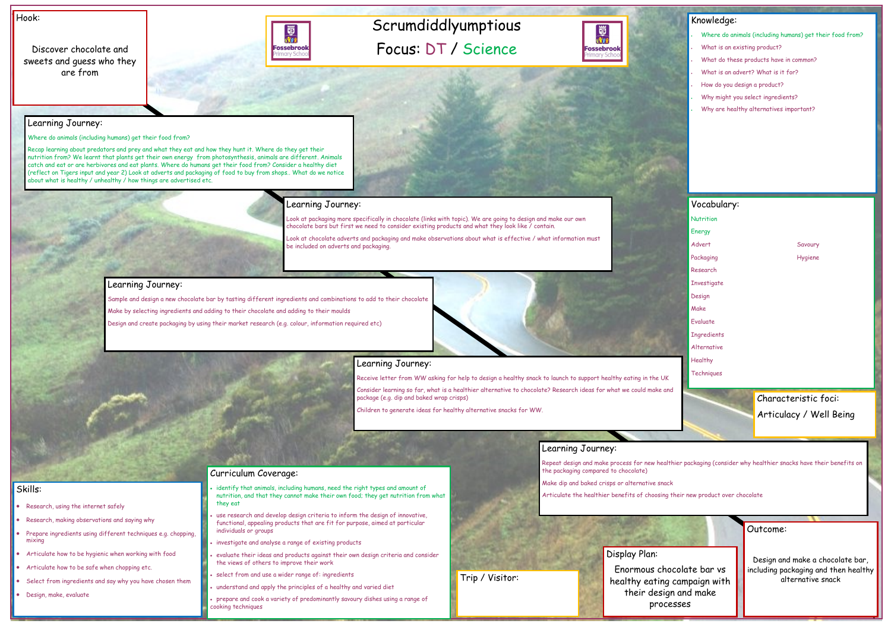# Scrumdiddlyumptious

**Focus: DT / Science**

## Hook:

Discover chocolate and sweets and guess who they are from

## Learning Journey:

Where do animals (including humans) get their food from?

Recap learning about predators and prey and what they eat and how they hunt it. Where do they get their nutrition from? We learnt that plants get their own energy from photosynthesis, animals are different. Animals catch and eat or are herbivores and eat plants. Where do humans get their food from? Consider a healthy diet (reflect on Tigers input and year 2) Look at adverts and packaging of food to buy from shops.. What do we notice about what is healthy / unhealthy / how things are advertised etc.

## Learning Journey:

Look at packaging more specifically in chocolate (links with topic). We are going to design and make our own chocolate bars but first we need to consider existing products and what they look like / contain.

Look at chocolate adverts and packaging and make observations about what is effective / what information must be included on adverts and packaging.

## Learning Journey:

Sample and design a new chocolate bar by tasting different ingredients and combinations to add to their chocolate

Make by selecting ingredients and adding to their chocolate and adding to their moulds

Design and create packaging by using their market research (e.g. colour, information required etc)

## Learning Journey:

Receive letter from WW asking for help to design a healthy snack to launch to support healthy eating in the UK

Consider learning so far, what is a healthier alternative to chocolate? Research ideas for what we could make and package (e.g. dip and baked wrap crisps)

Children to generate ideas for healthy alternative snacks for WW.

## Learning Journey:

Repeat design and make process for new healthier packaging (consider why healthier snacks have their benefits on the packaging compared to chocolate)

Make dip and baked crisps or alternative snack

Articulate the healthier benefits of choosing their new product over chocolate

## Knowledge:

- Where do animals (including humans) get their food from?
- What is an existing product?
- What do these products have in common?
- What is an advert? What is it for?
- How do you design a product?
- Why might you select ingredients?
- Why are healthy alternatives important?

## Vocabulary:

Nutrition
Energy
Advert
Packaging
Research
Investigate
Design
Make
Evaluate
Ingredients
Alternative
Healthy
Techniques
Savoury
Hygiene

## Characteristic foci:

Articulacy / Well Being

## Skills:

- Research, using the internet safely
- Research, making observations and saying why
- Prepare ingredients using different techniques e.g. chopping, mixing
- Articulate how to be hygienic when working with food
- Articulate how to be safe when chopping etc.
- Select from ingredients and say why you have chosen them
- Design, make, evaluate

## Curriculum Coverage:

- identify that animals, including humans, need the right types and amount of nutrition, and that they cannot make their own food; they get nutrition from what they eat
- use research and develop design criteria to inform the design of innovative, functional, appealing products that are fit for purpose, aimed at particular individuals or groups
- investigate and analyse a range of existing products
- evaluate their ideas and products against their own design criteria and consider the views of others to improve their work
- select from and use a wider range of: ingredients
- understand and apply the principles of a healthy and varied diet
- prepare and cook a variety of predominantly savoury dishes using a range of cooking techniques

## Trip / Visitor:

## Display Plan:

Enormous chocolate bar vs healthy eating campaign with their design and make processes

## Outcome:

Design and make a chocolate bar, including packaging and then healthy alternative snack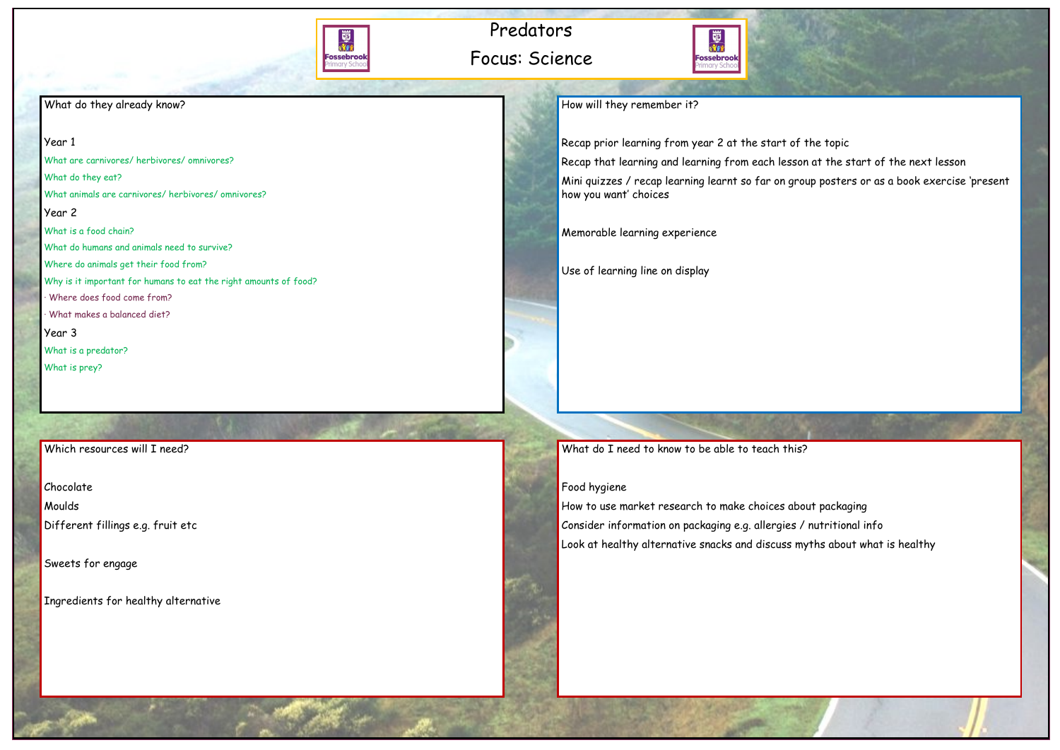# Predators

## Focus: Science

### What do they already know?

Year 1

What are carnivores/ herbivores/ omnivores?

What do they eat?

What animals are carnivores/ herbivores/ omnivores?

Year 2

What is a food chain?

What do humans and animals need to survive?

Where do animals get their food from?

Why is it important for humans to eat the right amounts of food?

· Where does food come from?

· What makes a balanced diet?

Year 3

What is a predator?

What is prey?

### How will they remember it?

Recap prior learning from year 2 at the start of the topic

Recap that learning and learning from each lesson at the start of the next lesson

Mini quizzes / recap learning learnt so far on group posters or as a book exercise 'present how you want' choices

Memorable learning experience

Use of learning line on display

### Which resources will I need?

Chocolate

Moulds

Different fillings e.g. fruit etc

Sweets for engage

Ingredients for healthy alternative

### What do I need to know to be able to teach this?

Food hygiene

How to use market research to make choices about packaging

Consider information on packaging e.g. allergies / nutritional info

Look at healthy alternative snacks and discuss myths about what is healthy